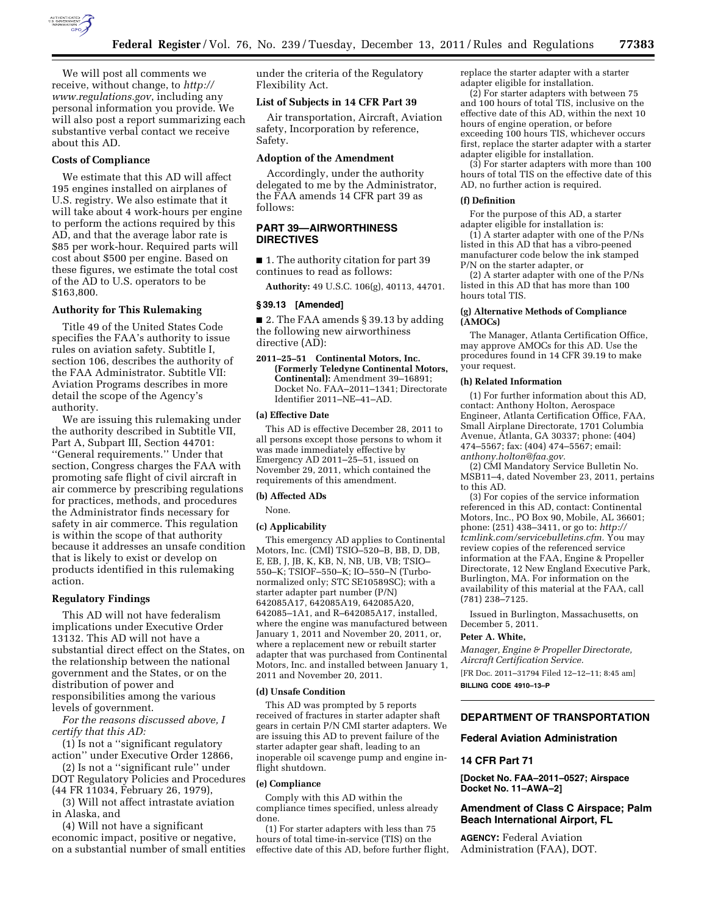We will post all comments we receive, without change, to *http://www.regulations.gov*, including any personal information you provide. We will also post a report summarizing each substantive verbal contact we receive about this AD.

### Costs of Compliance

We estimate that this AD will affect 195 engines installed on airplanes of U.S. registry. We also estimate that it will take about 4 work-hours per engine to perform the actions required by this AD, and that the average labor rate is $85 per work-hour. Required parts will cost about $500 per engine. Based on these figures, we estimate the total cost of the AD to U.S. operators to be $163,800.

### Authority for This Rulemaking

Title 49 of the United States Code specifies the FAA's authority to issue rules on aviation safety. Subtitle I, section 106, describes the authority of the FAA Administrator. Subtitle VII: Aviation Programs describes in more detail the scope of the Agency's authority.

We are issuing this rulemaking under the authority described in Subtitle VII, Part A, Subpart III, Section 44701: ''General requirements.'' Under that section, Congress charges the FAA with promoting safe flight of civil aircraft in air commerce by prescribing regulations for practices, methods, and procedures the Administrator finds necessary for safety in air commerce. This regulation is within the scope of that authority because it addresses an unsafe condition that is likely to exist or develop on products identified in this rulemaking action.

### Regulatory Findings

This AD will not have federalism implications under Executive Order 13132. This AD will not have a substantial direct effect on the States, on the relationship between the national government and the States, or on the distribution of power and responsibilities among the various levels of government.

*For the reasons discussed above, I certify that this AD:*

(1) Is not a ''significant regulatory action'' under Executive Order 12866,

(2) Is not a ''significant rule'' under DOT Regulatory Policies and Procedures (44 FR 11034, February 26, 1979),

(3) Will not affect intrastate aviation in Alaska, and

(4) Will not have a significant economic impact, positive or negative, on a substantial number of small entities under the criteria of the Regulatory Flexibility Act.

### List of Subjects in 14 CFR Part 39

Air transportation, Aircraft, Aviation safety, Incorporation by reference, Safety.

### Adoption of the Amendment

Accordingly, under the authority delegated to me by the Administrator, the FAA amends 14 CFR part 39 as follows:

## PART 39—AIRWORTHINESS DIRECTIVES

■ 1. The authority citation for part 39 continues to read as follows:

**Authority:** 49 U.S.C. 106(g), 40113, 44701.

### § 39.13 [Amended]

■ 2. The FAA amends § 39.13 by adding the following new airworthiness directive (AD):

**2011–25–51 Continental Motors, Inc. (Formerly Teledyne Continental Motors, Continental):** Amendment 39–16891; Docket No. FAA–2011–1341; Directorate Identifier 2011–NE–41–AD.

#### (a) Effective Date

This AD is effective December 28, 2011 to all persons except those persons to whom it was made immediately effective by Emergency AD 2011–25–51, issued on November 29, 2011, which contained the requirements of this amendment.

#### (b) Affected ADs

None.

#### (c) Applicability

This emergency AD applies to Continental Motors, Inc. (CMI) TSIO–520–B, BB, D, DB, E, EB, J, JB, K, KB, N, NB, UB, VB; TSIO–550–K; TSIOF–550–K; IO–550–N (Turbo-normalized only; STC SE10589SC); with a starter adapter part number (P/N) 642085A17, 642085A19, 642085A20, 642085–1A1, and R–642085A17, installed, where the engine was manufactured between January 1, 2011 and November 20, 2011, or, where a replacement new or rebuilt starter adapter that was purchased from Continental Motors, Inc. and installed between January 1, 2011 and November 20, 2011.

#### (d) Unsafe Condition

This AD was prompted by 5 reports received of fractures in starter adapter shaft gears in certain P/N CMI starter adapters. We are issuing this AD to prevent failure of the starter adapter gear shaft, leading to an inoperable oil scavenge pump and engine in-flight shutdown.

#### (e) Compliance

Comply with this AD within the compliance times specified, unless already done.

(1) For starter adapters with less than 75 hours of total time-in-service (TIS) on the effective date of this AD, before further flight, replace the starter adapter with a starter adapter eligible for installation.

(2) For starter adapters with between 75 and 100 hours of total TIS, inclusive on the effective date of this AD, within the next 10 hours of engine operation, or before exceeding 100 hours TIS, whichever occurs first, replace the starter adapter with a starter adapter eligible for installation.

(3) For starter adapters with more than 100 hours of total TIS on the effective date of this AD, no further action is required.

#### (f) Definition

For the purpose of this AD, a starter adapter eligible for installation is:

(1) A starter adapter with one of the P/Ns listed in this AD that has a vibro-peened manufacturer code below the ink stamped P/N on the starter adapter, or

(2) A starter adapter with one of the P/Ns listed in this AD that has more than 100 hours total TIS.

#### (g) Alternative Methods of Compliance (AMOCs)

The Manager, Atlanta Certification Office, may approve AMOCs for this AD. Use the procedures found in 14 CFR 39.19 to make your request.

#### (h) Related Information

(1) For further information about this AD, contact: Anthony Holton, Aerospace Engineer, Atlanta Certification Office, FAA, Small Airplane Directorate, 1701 Columbia Avenue, Atlanta, GA 30337; phone: (404) 474–5567; fax: (404) 474–5567; email: *anthony.holton@faa.gov.*

(2) CMI Mandatory Service Bulletin No. MSB11–4, dated November 23, 2011, pertains to this AD.

(3) For copies of the service information referenced in this AD, contact: Continental Motors, Inc., PO Box 90, Mobile, AL 36601; phone: (251) 438–3411, or go to: *http://tcmlink.com/servicebulletins.cfm.* You may review copies of the referenced service information at the FAA, Engine & Propeller Directorate, 12 New England Executive Park, Burlington, MA. For information on the availability of this material at the FAA, call (781) 238–7125.

Issued in Burlington, Massachusetts, on December 5, 2011.

**Peter A. White,**

*Manager, Engine & Propeller Directorate, Aircraft Certification Service.*

[FR Doc. 2011–31794 Filed 12–12–11; 8:45 am]

**BILLING CODE 4910–13–P**

---

## DEPARTMENT OF TRANSPORTATION

## Federal Aviation Administration

## 14 CFR Part 71

**[Docket No. FAA–2011–0527; Airspace Docket No. 11–AWA–2]**

## Amendment of Class C Airspace; Palm Beach International Airport, FL

**AGENCY:** Federal Aviation Administration (FAA), DOT.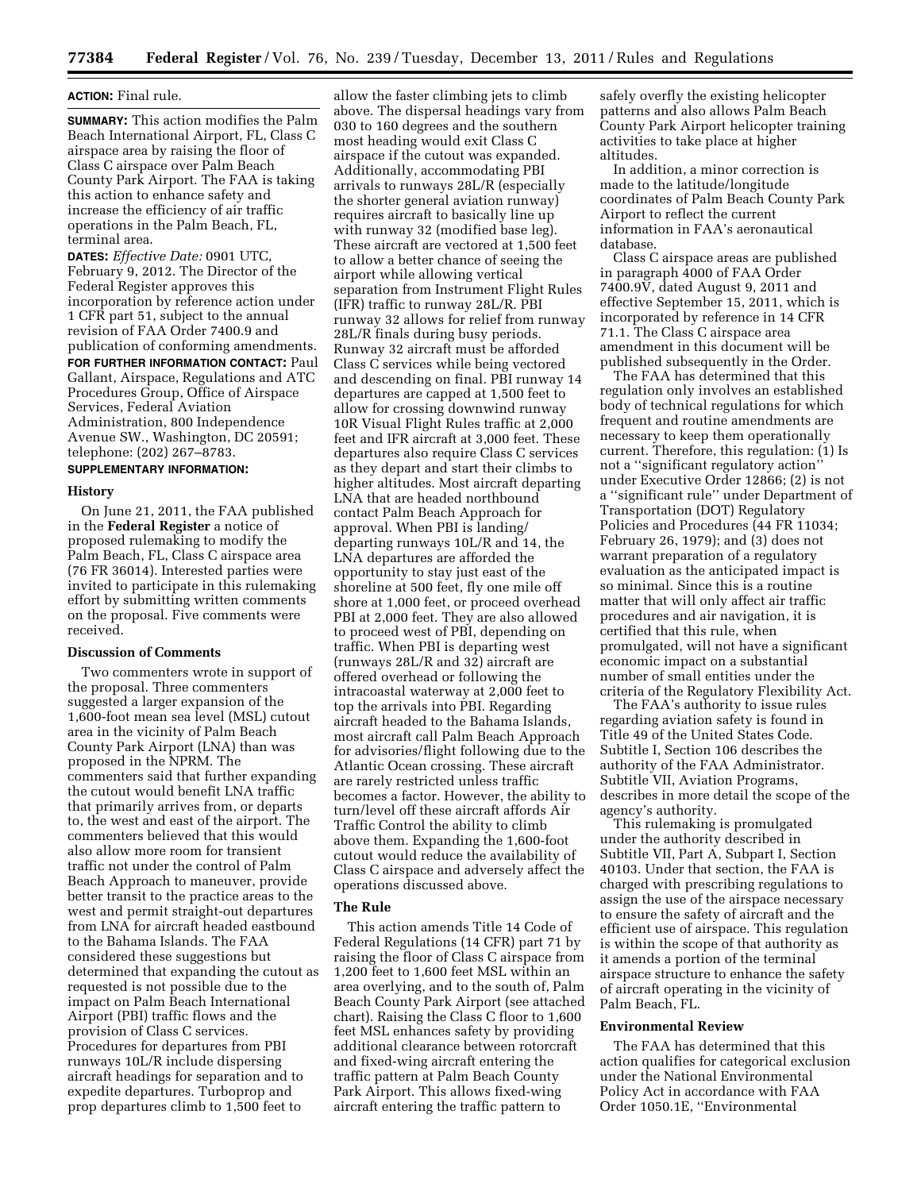**ACTION:** Final rule.

**SUMMARY:** This action modifies the Palm Beach International Airport, FL, Class C airspace area by raising the floor of Class C airspace over Palm Beach County Park Airport. The FAA is taking this action to enhance safety and increase the efficiency of air traffic operations in the Palm Beach, FL, terminal area.

**DATES:** *Effective Date:* 0901 UTC, February 9, 2012. The Director of the Federal Register approves this incorporation by reference action under 1 CFR part 51, subject to the annual revision of FAA Order 7400.9 and publication of conforming amendments.

**FOR FURTHER INFORMATION CONTACT:** Paul Gallant, Airspace, Regulations and ATC Procedures Group, Office of Airspace Services, Federal Aviation Administration, 800 Independence Avenue SW., Washington, DC 20591; telephone: (202) 267–8783.

**SUPPLEMENTARY INFORMATION:**

## History

On June 21, 2011, the FAA published in the **Federal Register** a notice of proposed rulemaking to modify the Palm Beach, FL, Class C airspace area (76 FR 36014). Interested parties were invited to participate in this rulemaking effort by submitting written comments on the proposal. Five comments were received.

## Discussion of Comments

Two commenters wrote in support of the proposal. Three commenters suggested a larger expansion of the 1,600-foot mean sea level (MSL) cutout area in the vicinity of Palm Beach County Park Airport (LNA) than was proposed in the NPRM. The commenters said that further expanding the cutout would benefit LNA traffic that primarily arrives from, or departs to, the west and east of the airport. The commenters believed that this would also allow more room for transient traffic not under the control of Palm Beach Approach to maneuver, provide better transit to the practice areas to the west and permit straight-out departures from LNA for aircraft headed eastbound to the Bahama Islands. The FAA considered these suggestions but determined that expanding the cutout as requested is not possible due to the impact on Palm Beach International Airport (PBI) traffic flows and the provision of Class C services. Procedures for departures from PBI runways 10L/R include dispersing aircraft headings for separation and to expedite departures. Turboprop and prop departures climb to 1,500 feet to allow the faster climbing jets to climb above. The dispersal headings vary from 030 to 160 degrees and the southern most heading would exit Class C airspace if the cutout was expanded. Additionally, accommodating PBI arrivals to runways 28L/R (especially the shorter general aviation runway) requires aircraft to basically line up with runway 32 (modified base leg). These aircraft are vectored at 1,500 feet to allow a better chance of seeing the airport while allowing vertical separation from Instrument Flight Rules (IFR) traffic to runway 28L/R. PBI runway 32 allows for relief from runway 28L/R finals during busy periods. Runway 32 aircraft must be afforded Class C services while being vectored and descending on final. PBI runway 14 departures are capped at 1,500 feet to allow for crossing downwind runway 10R Visual Flight Rules traffic at 2,000 feet and IFR aircraft at 3,000 feet. These departures also require Class C services as they depart and start their climbs to higher altitudes. Most aircraft departing LNA that are headed northbound contact Palm Beach Approach for approval. When PBI is landing/departing runways 10L/R and 14, the LNA departures are afforded the opportunity to stay just east of the shoreline at 500 feet, fly one mile off shore at 1,000 feet, or proceed overhead PBI at 2,000 feet. They are also allowed to proceed west of PBI, depending on traffic. When PBI is departing west (runways 28L/R and 32) aircraft are offered overhead or following the intracoastal waterway at 2,000 feet to top the arrivals into PBI. Regarding aircraft headed to the Bahama Islands, most aircraft call Palm Beach Approach for advisories/flight following due to the Atlantic Ocean crossing. These aircraft are rarely restricted unless traffic becomes a factor. However, the ability to turn/level off these aircraft affords Air Traffic Control the ability to climb above them. Expanding the 1,600-foot cutout would reduce the availability of Class C airspace and adversely affect the operations discussed above.

## The Rule

This action amends Title 14 Code of Federal Regulations (14 CFR) part 71 by raising the floor of Class C airspace from 1,200 feet to 1,600 feet MSL within an area overlying, and to the south of, Palm Beach County Park Airport (see attached chart). Raising the Class C floor to 1,600 feet MSL enhances safety by providing additional clearance between rotorcraft and fixed-wing aircraft entering the traffic pattern at Palm Beach County Park Airport. This allows fixed-wing aircraft entering the traffic pattern to safely overfly the existing helicopter patterns and also allows Palm Beach County Park Airport helicopter training activities to take place at higher altitudes.

In addition, a minor correction is made to the latitude/longitude coordinates of Palm Beach County Park Airport to reflect the current information in FAA's aeronautical database.

Class C airspace areas are published in paragraph 4000 of FAA Order 7400.9V, dated August 9, 2011 and effective September 15, 2011, which is incorporated by reference in 14 CFR 71.1. The Class C airspace area amendment in this document will be published subsequently in the Order.

The FAA has determined that this regulation only involves an established body of technical regulations for which frequent and routine amendments are necessary to keep them operationally current. Therefore, this regulation: (1) Is not a ''significant regulatory action'' under Executive Order 12866; (2) is not a ''significant rule'' under Department of Transportation (DOT) Regulatory Policies and Procedures (44 FR 11034; February 26, 1979); and (3) does not warrant preparation of a regulatory evaluation as the anticipated impact is so minimal. Since this is a routine matter that will only affect air traffic procedures and air navigation, it is certified that this rule, when promulgated, will not have a significant economic impact on a substantial number of small entities under the criteria of the Regulatory Flexibility Act.

The FAA's authority to issue rules regarding aviation safety is found in Title 49 of the United States Code. Subtitle I, Section 106 describes the authority of the FAA Administrator. Subtitle VII, Aviation Programs, describes in more detail the scope of the agency's authority.

This rulemaking is promulgated under the authority described in Subtitle VII, Part A, Subpart I, Section 40103. Under that section, the FAA is charged with prescribing regulations to assign the use of the airspace necessary to ensure the safety of aircraft and the efficient use of airspace. This regulation is within the scope of that authority as it amends a portion of the terminal airspace structure to enhance the safety of aircraft operating in the vicinity of Palm Beach, FL.

## Environmental Review

The FAA has determined that this action qualifies for categorical exclusion under the National Environmental Policy Act in accordance with FAA Order 1050.1E, ''Environmental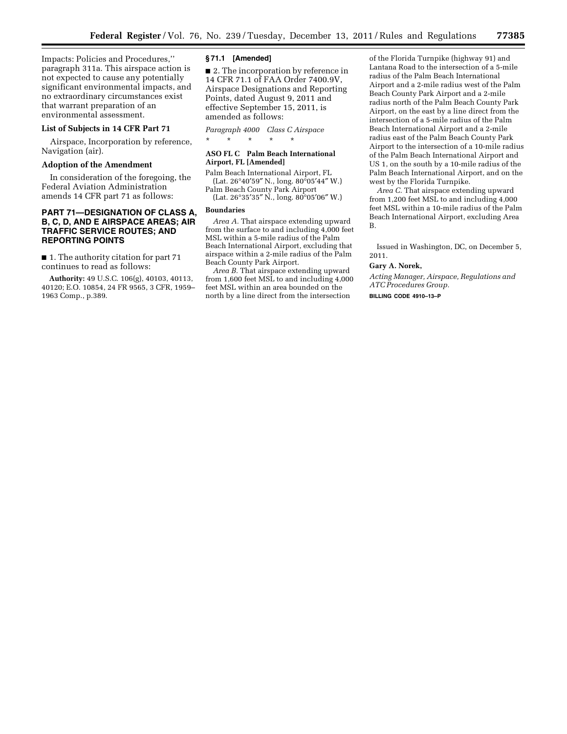Impacts: Policies and Procedures,'' paragraph 311a. This airspace action is not expected to cause any potentially significant environmental impacts, and no extraordinary circumstances exist that warrant preparation of an environmental assessment.

### List of Subjects in 14 CFR Part 71

Airspace, Incorporation by reference, Navigation (air).

### Adoption of the Amendment

In consideration of the foregoing, the Federal Aviation Administration amends 14 CFR part 71 as follows:

## PART 71—DESIGNATION OF CLASS A, B, C, D, AND E AIRSPACE AREAS; AIR TRAFFIC SERVICE ROUTES; AND REPORTING POINTS

■ 1. The authority citation for part 71 continues to read as follows:

**Authority:** 49 U.S.C. 106(g), 40103, 40113, 40120; E.O. 10854, 24 FR 9565, 3 CFR, 1959–1963 Comp., p.389.

### § 71.1 [Amended]

■ 2. The incorporation by reference in 14 CFR 71.1 of FAA Order 7400.9V, Airspace Designations and Reporting Points, dated August 9, 2011 and effective September 15, 2011, is amended as follows:

*Paragraph 4000 Class C Airspace*

\* \* \* \* \*

**ASO FL C Palm Beach International Airport, FL [Amended]**

Palm Beach International Airport, FL
(Lat. 26°40′59″ N., long. 80°05′44″ W.)
Palm Beach County Park Airport
(Lat. 26°35′35″ N., long. 80°05′06″ W.)

**Boundaries**

*Area A.* That airspace extending upward from the surface to and including 4,000 feet MSL within a 5-mile radius of the Palm Beach International Airport, excluding that airspace within a 2-mile radius of the Palm Beach County Park Airport.

*Area B.* That airspace extending upward from 1,600 feet MSL to and including 4,000 feet MSL within an area bounded on the north by a line direct from the intersection of the Florida Turnpike (highway 91) and Lantana Road to the intersection of a 5-mile radius of the Palm Beach International Airport and a 2-mile radius west of the Palm Beach County Park Airport and a 2-mile radius north of the Palm Beach County Park Airport, on the east by a line direct from the intersection of a 5-mile radius of the Palm Beach International Airport and a 2-mile radius east of the Palm Beach County Park Airport to the intersection of a 10-mile radius of the Palm Beach International Airport and US 1, on the south by a 10-mile radius of the Palm Beach International Airport, and on the west by the Florida Turnpike.

*Area C.* That airspace extending upward from 1,200 feet MSL to and including 4,000 feet MSL within a 10-mile radius of the Palm Beach International Airport, excluding Area B.

Issued in Washington, DC, on December 5, 2011.

**Gary A. Norek,**

*Acting Manager, Airspace, Regulations and ATC Procedures Group.*

BILLING CODE 4910–13–P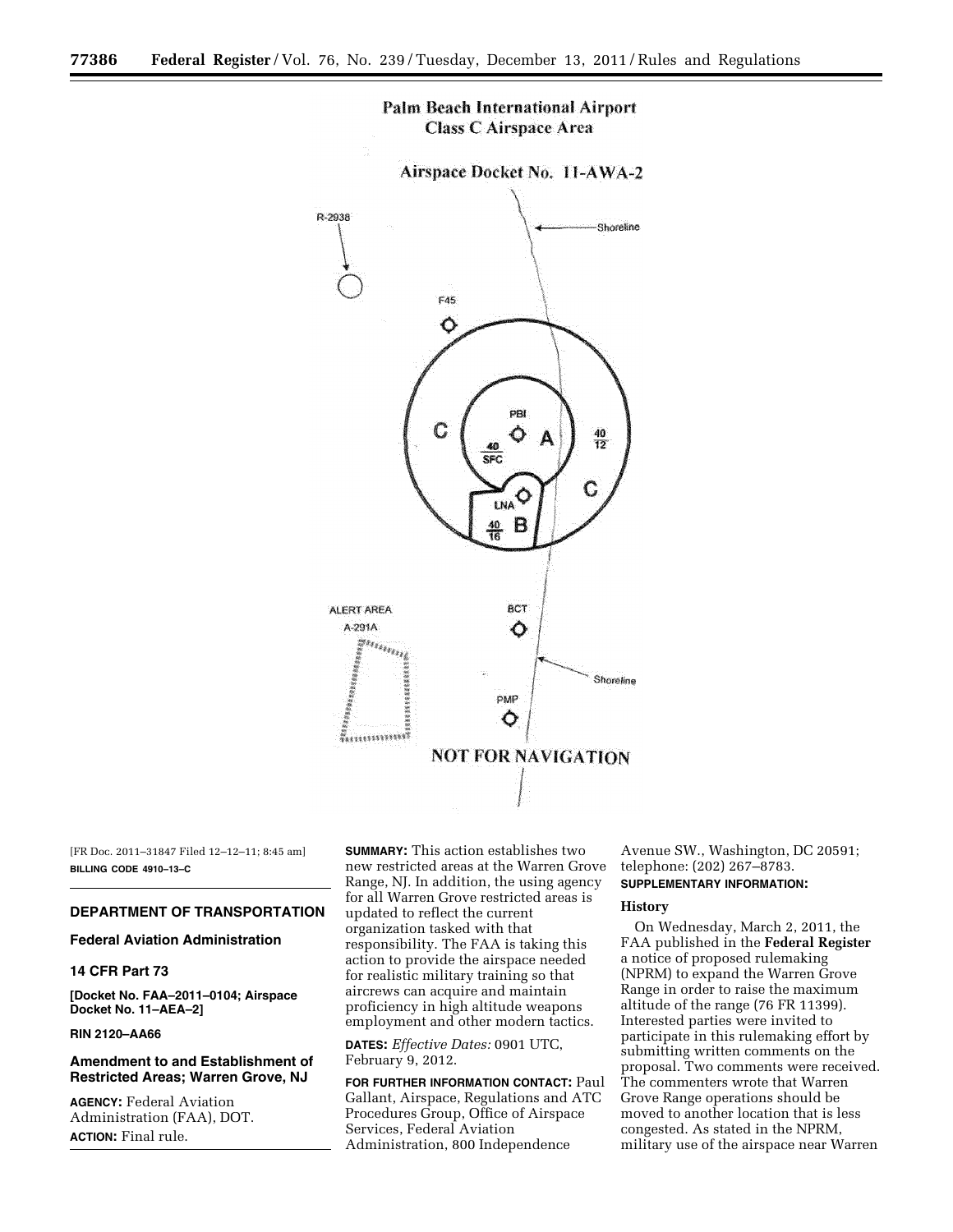Palm Beach International Airport
Class C Airspace Area

Airspace Docket No. 11-AWA-2

R-2938

Shoreline

F45

PBI

C

A

40/SFC

40/12

LNA

C

40/16

B

ALERT AREA
A-291A

BCT

Shoreline

PMP

NOT FOR NAVIGATION

[FR Doc. 2011–31847 Filed 12–12–11; 8:45 am]

**BILLING CODE 4910–13–C**

---

## DEPARTMENT OF TRANSPORTATION

### Federal Aviation Administration

### 14 CFR Part 73

**[Docket No. FAA–2011–0104; Airspace Docket No. 11–AEA–2]**

**RIN 2120–AA66**

### Amendment to and Establishment of Restricted Areas; Warren Grove, NJ

**AGENCY:** Federal Aviation Administration (FAA), DOT.

**ACTION:** Final rule.

---

**SUMMARY:** This action establishes two new restricted areas at the Warren Grove Range, NJ. In addition, the using agency for all Warren Grove restricted areas is updated to reflect the current organization tasked with that responsibility. The FAA is taking this action to provide the airspace needed for realistic military training so that aircrews can acquire and maintain proficiency in high altitude weapons employment and other modern tactics.

**DATES:** *Effective Dates:* 0901 UTC, February 9, 2012.

**FOR FURTHER INFORMATION CONTACT:** Paul Gallant, Airspace, Regulations and ATC Procedures Group, Office of Airspace Services, Federal Aviation Administration, 800 Independence Avenue SW., Washington, DC 20591; telephone: (202) 267–8783.

**SUPPLEMENTARY INFORMATION:**

#### History

On Wednesday, March 2, 2011, the FAA published in the **Federal Register** a notice of proposed rulemaking (NPRM) to expand the Warren Grove Range in order to raise the maximum altitude of the range (76 FR 11399). Interested parties were invited to participate in this rulemaking effort by submitting written comments on the proposal. Two comments were received. The commenters wrote that Warren Grove Range operations should be moved to another location that is less congested. As stated in the NPRM, military use of the airspace near Warren